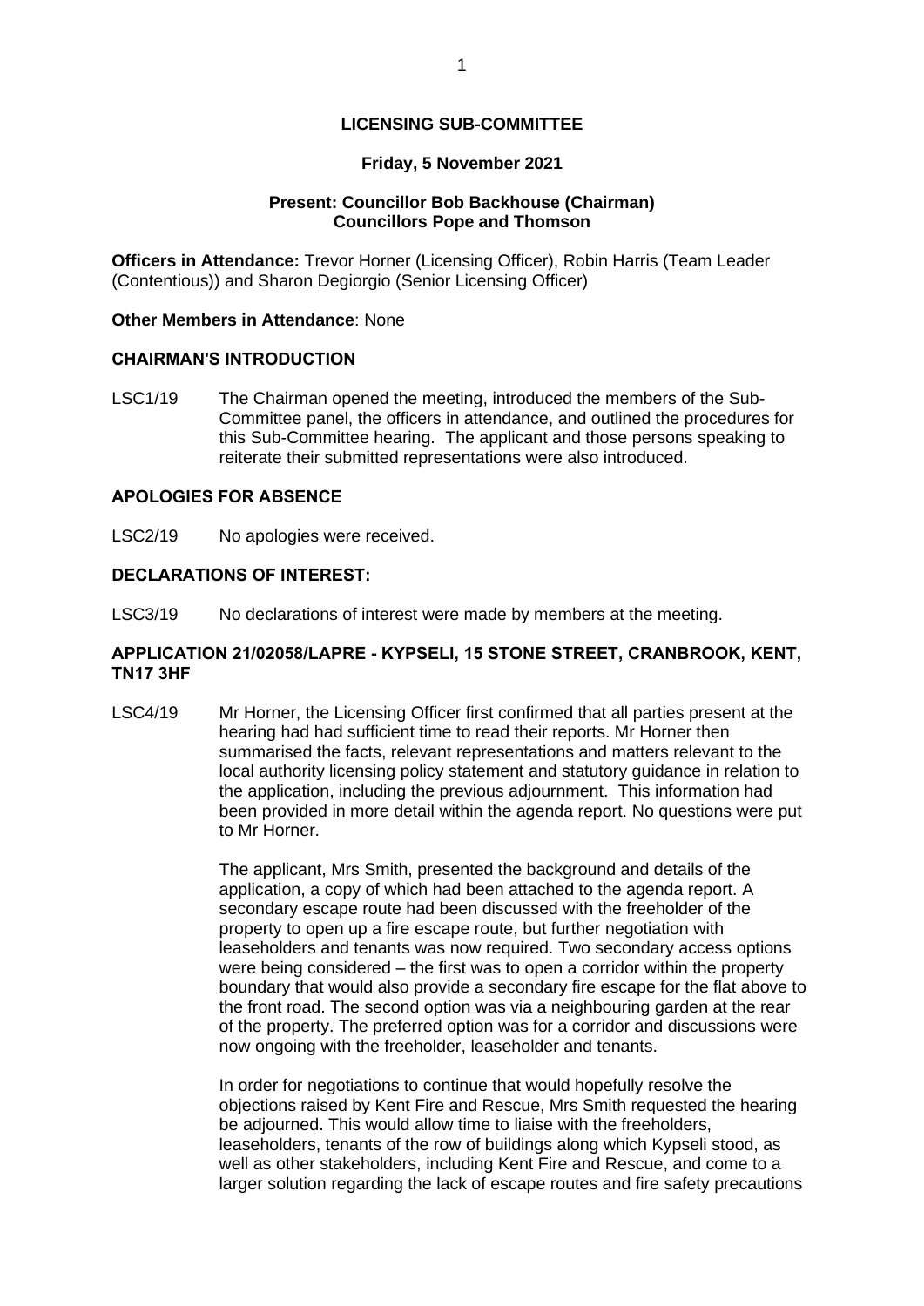# LICENSING SUB-COMMITTEE

**Friday, 5 November 2021**

**Present: Councillor Bob Backhouse (Chairman)**
**Councillors Pope and Thomson**

**Officers in Attendance:** Trevor Horner (Licensing Officer), Robin Harris (Team Leader (Contentious)) and Sharon Degiorgio (Senior Licensing Officer)

**Other Members in Attendance**: None

## CHAIRMAN'S INTRODUCTION

LSC1/19 The Chairman opened the meeting, introduced the members of the Sub-Committee panel, the officers in attendance, and outlined the procedures for this Sub-Committee hearing. The applicant and those persons speaking to reiterate their submitted representations were also introduced.

## APOLOGIES FOR ABSENCE

LSC2/19 No apologies were received.

## DECLARATIONS OF INTEREST:

LSC3/19 No declarations of interest were made by members at the meeting.

## APPLICATION 21/02058/LAPRE - KYPSELI, 15 STONE STREET, CRANBROOK, KENT, TN17 3HF

LSC4/19 Mr Horner, the Licensing Officer first confirmed that all parties present at the hearing had had sufficient time to read their reports. Mr Horner then summarised the facts, relevant representations and matters relevant to the local authority licensing policy statement and statutory guidance in relation to the application, including the previous adjournment. This information had been provided in more detail within the agenda report. No questions were put to Mr Horner.

The applicant, Mrs Smith, presented the background and details of the application, a copy of which had been attached to the agenda report. A secondary escape route had been discussed with the freeholder of the property to open up a fire escape route, but further negotiation with leaseholders and tenants was now required. Two secondary access options were being considered – the first was to open a corridor within the property boundary that would also provide a secondary fire escape for the flat above to the front road. The second option was via a neighbouring garden at the rear of the property. The preferred option was for a corridor and discussions were now ongoing with the freeholder, leaseholder and tenants.

In order for negotiations to continue that would hopefully resolve the objections raised by Kent Fire and Rescue, Mrs Smith requested the hearing be adjourned. This would allow time to liaise with the freeholders, leaseholders, tenants of the row of buildings along which Kypseli stood, as well as other stakeholders, including Kent Fire and Rescue, and come to a larger solution regarding the lack of escape routes and fire safety precautions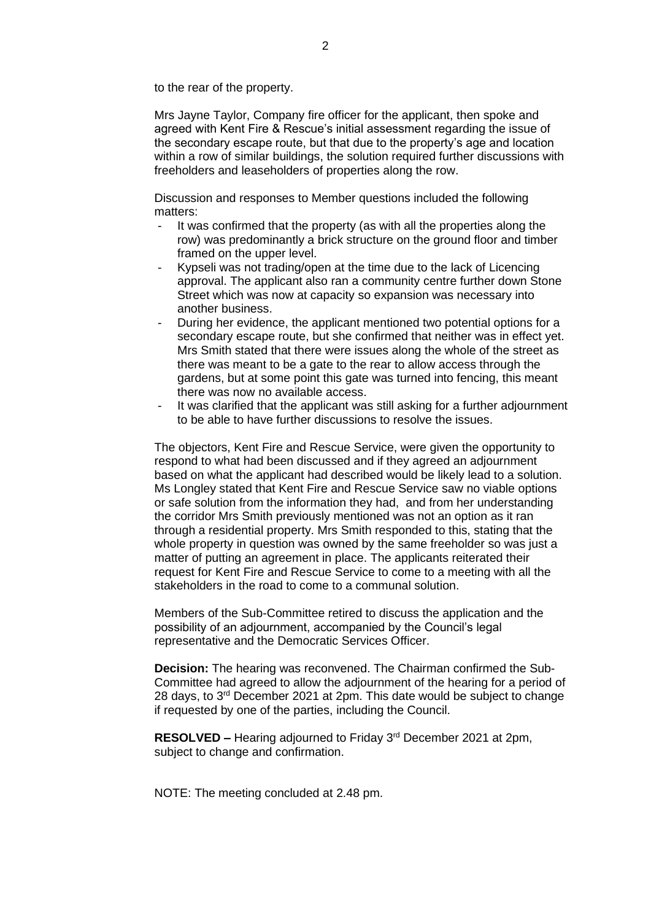to the rear of the property.

Mrs Jayne Taylor, Company fire officer for the applicant, then spoke and agreed with Kent Fire & Rescue's initial assessment regarding the issue of the secondary escape route, but that due to the property's age and location within a row of similar buildings, the solution required further discussions with freeholders and leaseholders of properties along the row.

Discussion and responses to Member questions included the following matters:

- It was confirmed that the property (as with all the properties along the row) was predominantly a brick structure on the ground floor and timber framed on the upper level.
- Kypseli was not trading/open at the time due to the lack of Licencing approval. The applicant also ran a community centre further down Stone Street which was now at capacity so expansion was necessary into another business.
- During her evidence, the applicant mentioned two potential options for a secondary escape route, but she confirmed that neither was in effect yet. Mrs Smith stated that there were issues along the whole of the street as there was meant to be a gate to the rear to allow access through the gardens, but at some point this gate was turned into fencing, this meant there was now no available access.
- It was clarified that the applicant was still asking for a further adjournment to be able to have further discussions to resolve the issues.

The objectors, Kent Fire and Rescue Service, were given the opportunity to respond to what had been discussed and if they agreed an adjournment based on what the applicant had described would be likely lead to a solution. Ms Longley stated that Kent Fire and Rescue Service saw no viable options or safe solution from the information they had, and from her understanding the corridor Mrs Smith previously mentioned was not an option as it ran through a residential property. Mrs Smith responded to this, stating that the whole property in question was owned by the same freeholder so was just a matter of putting an agreement in place. The applicants reiterated their request for Kent Fire and Rescue Service to come to a meeting with all the stakeholders in the road to come to a communal solution.

Members of the Sub-Committee retired to discuss the application and the possibility of an adjournment, accompanied by the Council's legal representative and the Democratic Services Officer.

**Decision:** The hearing was reconvened. The Chairman confirmed the Sub-Committee had agreed to allow the adjournment of the hearing for a period of 28 days, to 3rd December 2021 at 2pm. This date would be subject to change if requested by one of the parties, including the Council.

**RESOLVED –** Hearing adjourned to Friday 3rd December 2021 at 2pm, subject to change and confirmation.

NOTE: The meeting concluded at 2.48 pm.